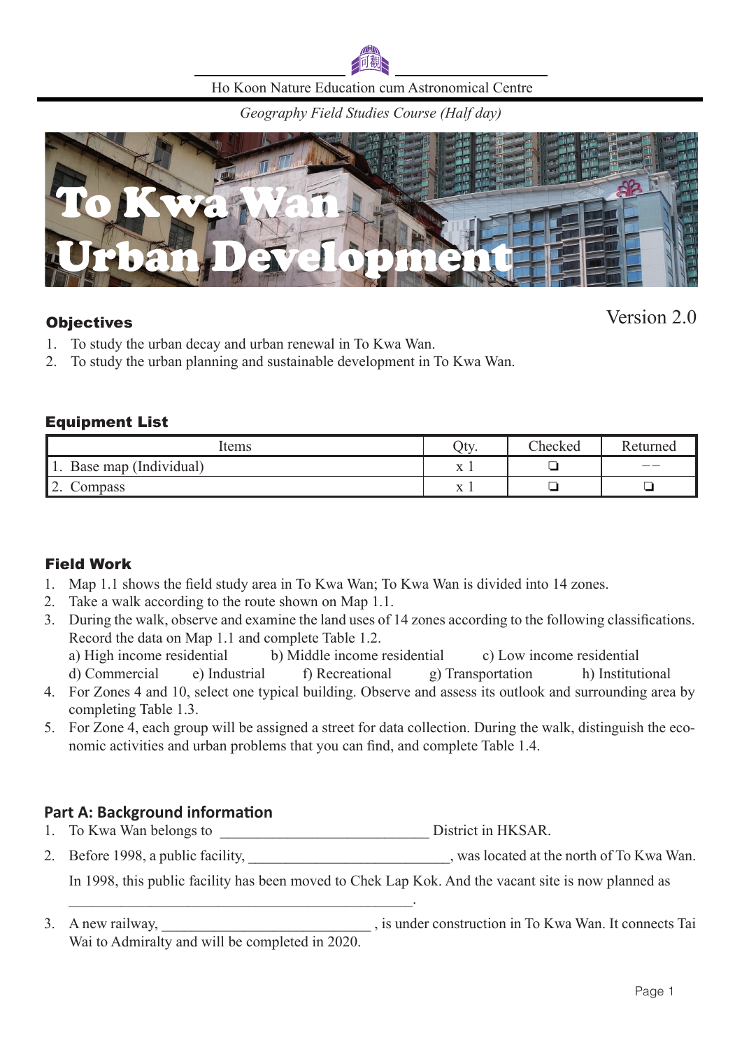Ho Koon Nature Education cum Astronomical Centre

*Geography Field Studies Course (Half day)*

# To Kwa Wan Urban Development

Version 2.0

## Objectives

1. To study the urban decay and urban renewal in To Kwa Wan.
2. To study the urban planning and sustainable development in To Kwa Wan.

## Equipment List

| Items | Qty. | Checked | Returned |
|---|---|---|---|
| 1. Base map (Individual) | x 1 | ❏ | – – |
| 2. Compass | x 1 | ❏ | ❏ |

## Field Work

1. Map 1.1 shows the field study area in To Kwa Wan; To Kwa Wan is divided into 14 zones.
2. Take a walk according to the route shown on Map 1.1.
3. During the walk, observe and examine the land uses of 14 zones according to the following classifications. Record the data on Map 1.1 and complete Table 1.2.
   a) High income residential  b) Middle income residential  c) Low income residential
   d) Commercial  e) Industrial  f) Recreational  g) Transportation  h) Institutional
4. For Zones 4 and 10, select one typical building. Observe and assess its outlook and surrounding area by completing Table 1.3.
5. For Zone 4, each group will be assigned a street for data collection. During the walk, distinguish the economic activities and urban problems that you can find, and complete Table 1.4.

## Part A: Background information

1. To Kwa Wan belongs to ____________________________ District in HKSAR.
2. Before 1998, a public facility, ____________________________, was located at the north of To Kwa Wan.

   In 1998, this public facility has been moved to Chek Lap Kok. And the vacant site is now planned as ______________________________________________.
3. A new railway, ____________________________ , is under construction in To Kwa Wan. It connects Tai Wai to Admiralty and will be completed in 2020.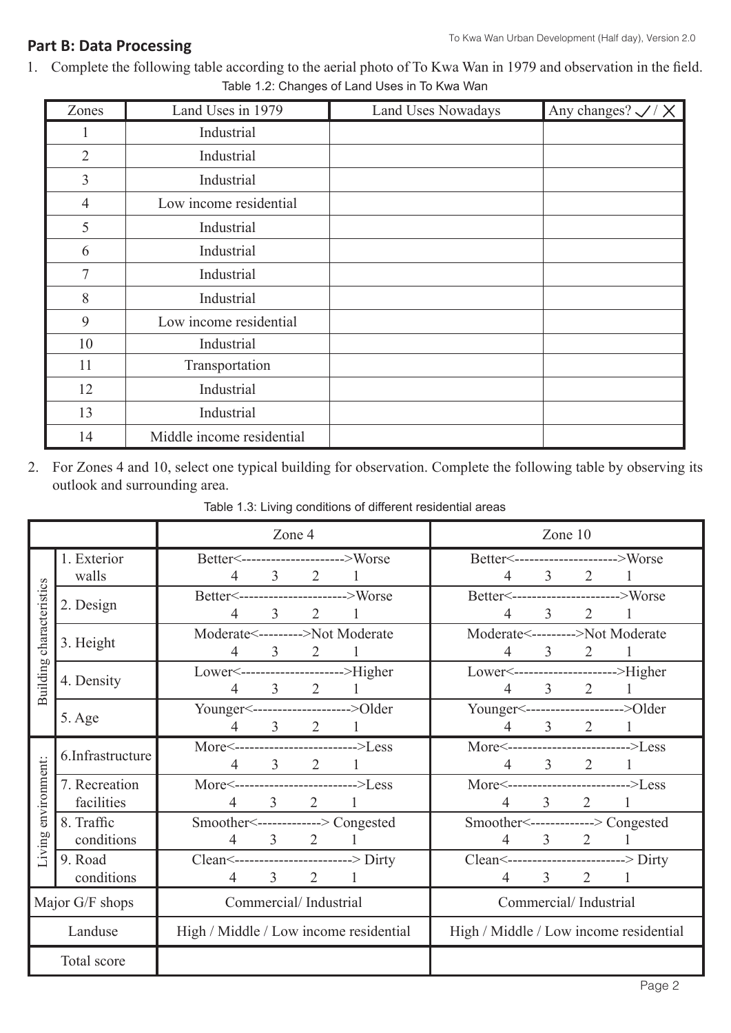## Part B: Data Processing

1. Complete the following table according to the aerial photo of To Kwa Wan in 1979 and observation in the field.

Table 1.2: Changes of Land Uses in To Kwa Wan

| Zones | Land Uses in 1979 | Land Uses Nowadays | Any changes? ✓ / ✗ |
|---|---|---|---|
| 1 | Industrial | | |
| 2 | Industrial | | |
| 3 | Industrial | | |
| 4 | Low income residential | | |
| 5 | Industrial | | |
| 6 | Industrial | | |
| 7 | Industrial | | |
| 8 | Industrial | | |
| 9 | Low income residential | | |
| 10 | Industrial | | |
| 11 | Transportation | | |
| 12 | Industrial | | |
| 13 | Industrial | | |
| 14 | Middle income residential | | |

2. For Zones 4 and 10, select one typical building for observation. Complete the following table by observing its outlook and surrounding area.

Table 1.3: Living conditions of different residential areas

| | | Zone 4 | Zone 10 |
|---|---|---|---|
| Building characteristics | 1. Exterior walls | Better<--------------------->Worse<br>4 3 2 1 | Better<--------------------->Worse<br>4 3 2 1 |
| | 2. Design | Better<---------------------->Worse<br>4 3 2 1 | Better<---------------------->Worse<br>4 3 2 1 |
| | 3. Height | Moderate<--------->Not Moderate<br>4 3 2 1 | Moderate<--------->Not Moderate<br>4 3 2 1 |
| | 4. Density | Lower<--------------------->Higher<br>4 3 2 1 | Lower<--------------------->Higher<br>4 3 2 1 |
| | 5. Age | Younger<-------------------->Older<br>4 3 2 1 | Younger<-------------------->Older<br>4 3 2 1 |
| Living environment: | 6. Infrastructure | More<------------------------->Less<br>4 3 2 1 | More<------------------------->Less<br>4 3 2 1 |
| | 7. Recreation facilities | More<------------------------->Less<br>4 3 2 1 | More<------------------------->Less<br>4 3 2 1 |
| | 8. Traffic conditions | Smoother<-------------> Congested<br>4 3 2 1 | Smoother<-------------> Congested<br>4 3 2 1 |
| | 9. Road conditions | Clean<------------------------> Dirty<br>4 3 2 1 | Clean<------------------------> Dirty<br>4 3 2 1 |
| Major G/F shops | | Commercial/ Industrial | Commercial/ Industrial |
| Landuse | | High / Middle / Low income residential | High / Middle / Low income residential |
| Total score | | | |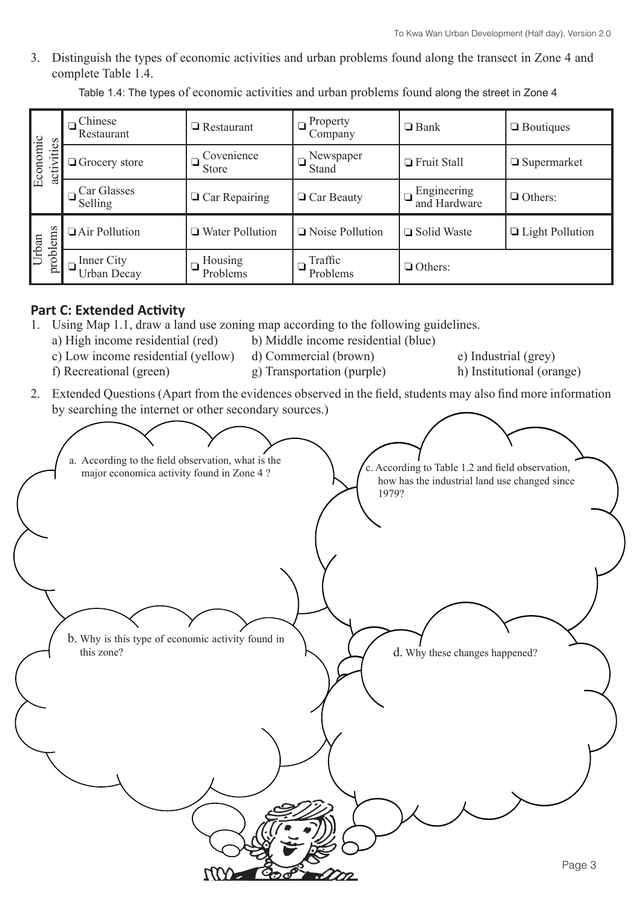3. Distinguish the types of economic activities and urban problems found along the transect in Zone 4 and complete Table 1.4.

Table 1.4: The types of economic activities and urban problems found along the street in Zone 4

| | | | | | |
|---|---|---|---|---|---|
| Economic activities | ❏ Chinese Restaurant | ❏ Restaurant | ❏ Property Company | ❏ Bank | ❏ Boutiques |
| | ❏ Grocery store | ❏ Covenience Store | ❏ Newspaper Stand | ❏ Fruit Stall | ❏ Supermarket |
| | ❏ Car Glasses Selling | ❏ Car Repairing | ❏ Car Beauty | ❏ Engineering and Hardware | ❏ Others: |
| Urban problems | ❏ Air Pollution | ❏ Water Pollution | ❏ Noise Pollution | ❏ Solid Waste | ❏ Light Pollution |
| | ❏ Inner City Urban Decay | ❏ Housing Problems | ❏ Traffic Problems | ❏ Others: | |

## Part C: Extended Activity

1. Using Map 1.1, draw a land use zoning map according to the following guidelines.
   a) High income residential (red)
   b) Middle income residential (blue)
   c) Low income residential (yellow)
   d) Commercial (brown)
   e) Industrial (grey)
   f) Recreational (green)
   g) Transportation (purple)
   h) Institutional (orange)

2. Extended Questions (Apart from the evidences observed in the field, students may also find more information by searching the internet or other secondary sources.)

a. According to the field observation, what is the major economica activity found in Zone 4 ?

b. Why is this type of economic activity found in this zone?

c. According to Table 1.2 and field observation, how has the industrial land use changed since 1979?

d. Why these changes happened?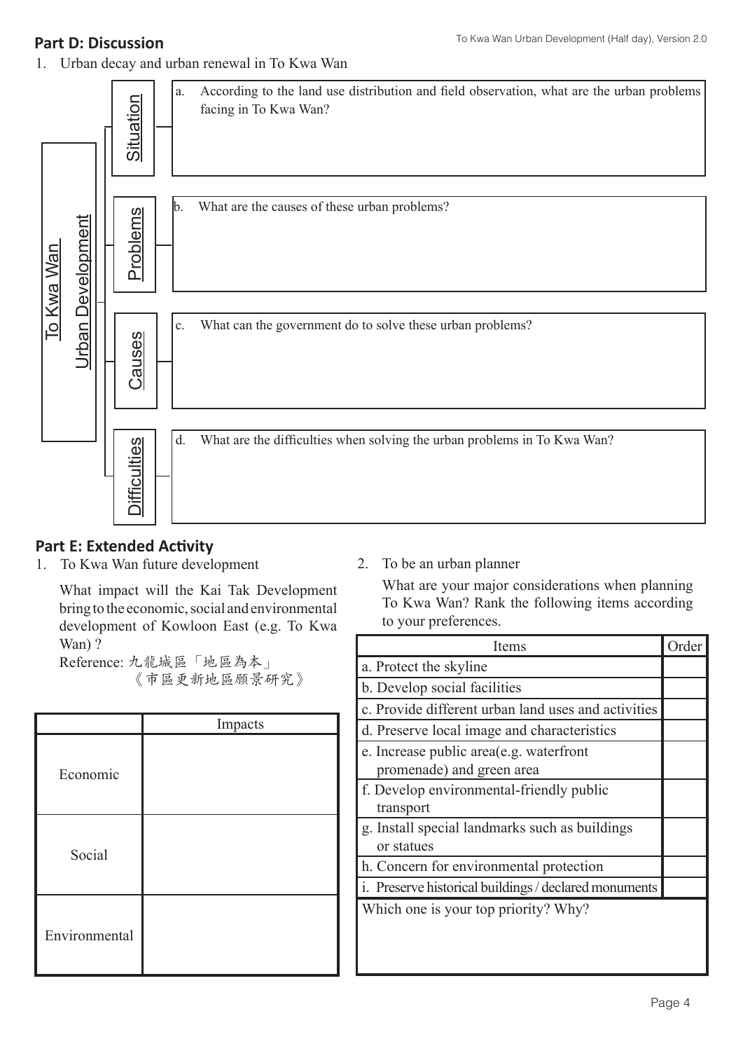## Part D: Discussion

1. Urban decay and urban renewal in To Kwa Wan

To Kwa Wan Urban Development

Situation

a. According to the land use distribution and field observation, what are the urban problems facing in To Kwa Wan?

Problems

b. What are the causes of these urban problems?

Causes

c. What can the government do to solve these urban problems?

Difficulties

d. What are the difficulties when solving the urban problems in To Kwa Wan?

## Part E: Extended Activity

1. To Kwa Wan future development

What impact will the Kai Tak Development bring to the economic, social and environmental development of Kowloon East (e.g. To Kwa Wan) ?

Reference: 九龍城區「地區為本」《市區更新地區願景研究》

| | Impacts |
|---|---|
| Economic | |
| Social | |
| Environmental | |

2. To be an urban planner

What are your major considerations when planning To Kwa Wan? Rank the following items according to your preferences.

| Items | Order |
|---|---|
| a. Protect the skyline | |
| b. Develop social facilities | |
| c. Provide different urban land uses and activities | |
| d. Preserve local image and characteristics | |
| e. Increase public area(e.g. waterfront promenade) and green area | |
| f. Develop environmental-friendly public transport | |
| g. Install special landmarks such as buildings or statues | |
| h. Concern for environmental protection | |
| i. Preserve historical buildings / declared monuments | |
| Which one is your top priority? Why? | |